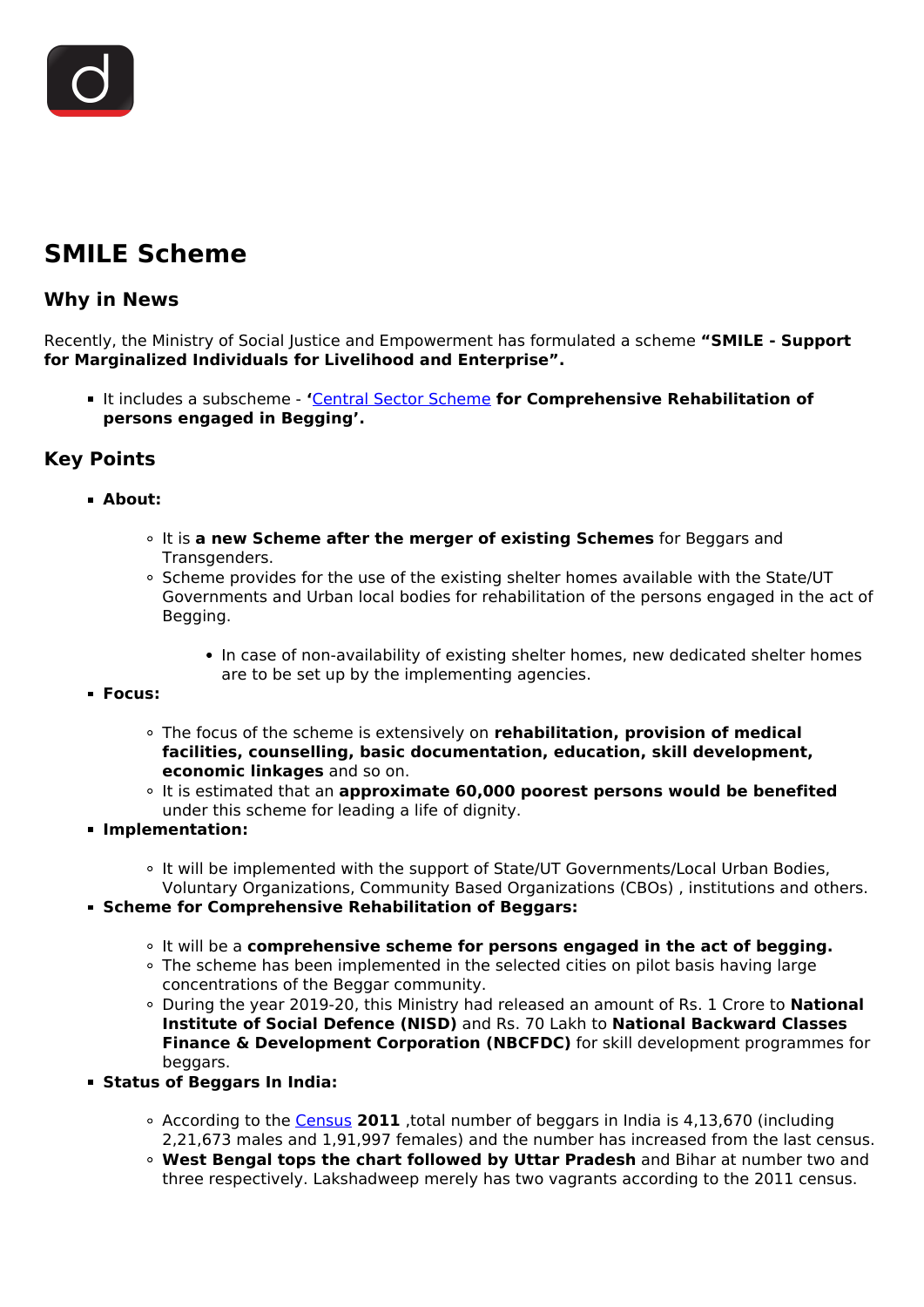# SMILE Scheme

## Why in News

Recently, the Ministry of Social Justice and Empowerment has formulated a scheme **"SMILE - Support for Marginalized Individuals for Livelihood and Enterprise".**

- It includes a subscheme - **'**Central Sector Scheme **for Comprehensive Rehabilitation of persons engaged in Begging'.**

## Key Points

- **About:**
  - It is **a new Scheme after the merger of existing Schemes** for Beggars and Transgenders.
  - Scheme provides for the use of the existing shelter homes available with the State/UT Governments and Urban local bodies for rehabilitation of the persons engaged in the act of Begging.
    - In case of non-availability of existing shelter homes, new dedicated shelter homes are to be set up by the implementing agencies.
- **Focus:**
  - The focus of the scheme is extensively on **rehabilitation, provision of medical facilities, counselling, basic documentation, education, skill development, economic linkages** and so on.
  - It is estimated that an **approximate 60,000 poorest persons would be benefited** under this scheme for leading a life of dignity.
- **Implementation:**
  - It will be implemented with the support of State/UT Governments/Local Urban Bodies, Voluntary Organizations, Community Based Organizations (CBOs) , institutions and others.
- **Scheme for Comprehensive Rehabilitation of Beggars:**
  - It will be a **comprehensive scheme for persons engaged in the act of begging.**
  - The scheme has been implemented in the selected cities on pilot basis having large concentrations of the Beggar community.
  - During the year 2019-20, this Ministry had released an amount of Rs. 1 Crore to **National Institute of Social Defence (NISD)** and Rs. 70 Lakh to **National Backward Classes Finance & Development Corporation (NBCFDC)** for skill development programmes for beggars.
- **Status of Beggars In India:**
  - According to the Census **2011** ,total number of beggars in India is 4,13,670 (including 2,21,673 males and 1,91,997 females) and the number has increased from the last census.
  - **West Bengal tops the chart followed by Uttar Pradesh** and Bihar at number two and three respectively. Lakshadweep merely has two vagrants according to the 2011 census.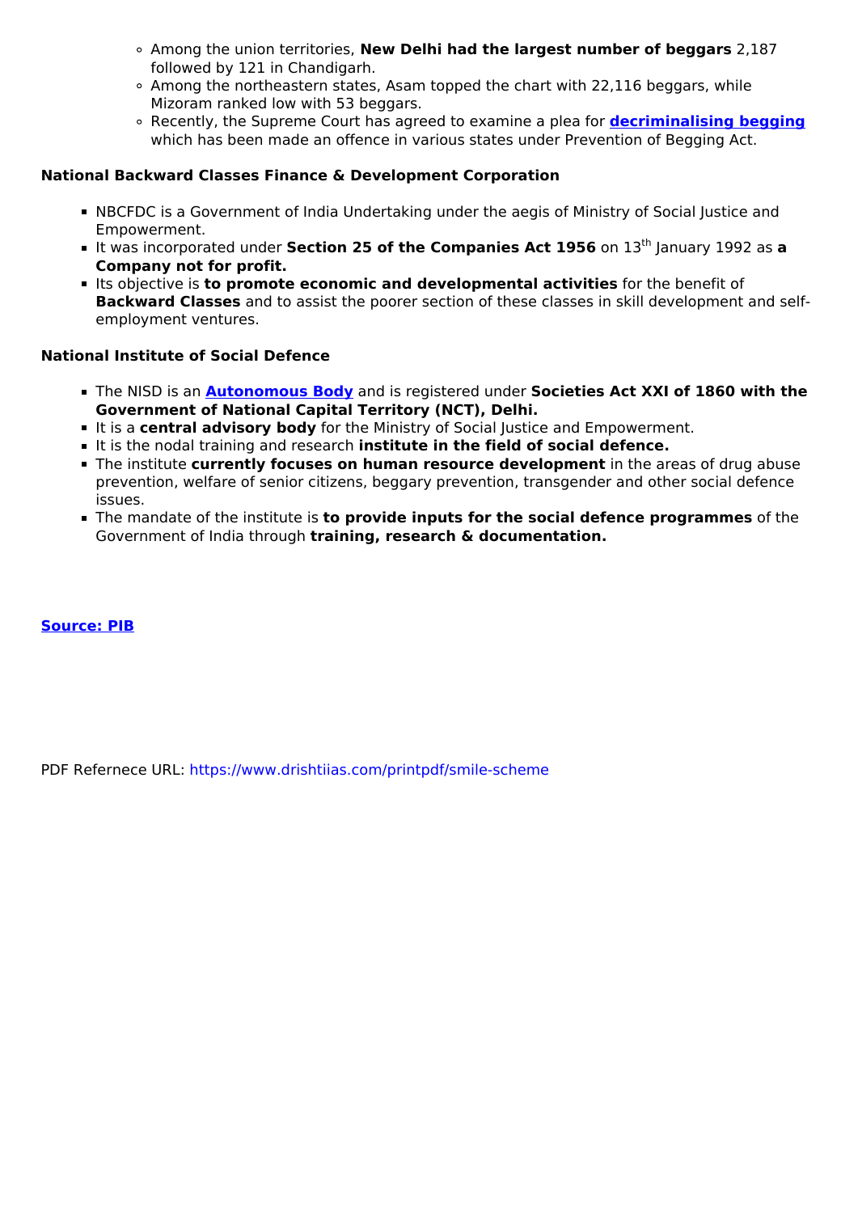- Among the union territories, **New Delhi had the largest number of beggars** 2,187 followed by 121 in Chandigarh.
    - Among the northeastern states, Asam topped the chart with 22,116 beggars, while Mizoram ranked low with 53 beggars.
    - Recently, the Supreme Court has agreed to examine a plea for **decriminalising begging** which has been made an offence in various states under Prevention of Begging Act.

**National Backward Classes Finance & Development Corporation**

- NBCFDC is a Government of India Undertaking under the aegis of Ministry of Social Justice and Empowerment.
- It was incorporated under **Section 25 of the Companies Act 1956** on 13th January 1992 as **a Company not for profit.**
- Its objective is **to promote economic and developmental activities** for the benefit of **Backward Classes** and to assist the poorer section of these classes in skill development and self-employment ventures.

**National Institute of Social Defence**

- The NISD is an **Autonomous Body** and is registered under **Societies Act XXI of 1860 with the Government of National Capital Territory (NCT), Delhi.**
- It is a **central advisory body** for the Ministry of Social Justice and Empowerment.
- It is the nodal training and research **institute in the field of social defence.**
- The institute **currently focuses on human resource development** in the areas of drug abuse prevention, welfare of senior citizens, beggary prevention, transgender and other social defence issues.
- The mandate of the institute is **to provide inputs for the social defence programmes** of the Government of India through **training, research & documentation.**

**Source: PIB**

PDF Refernece URL: https://www.drishtiias.com/printpdf/smile-scheme